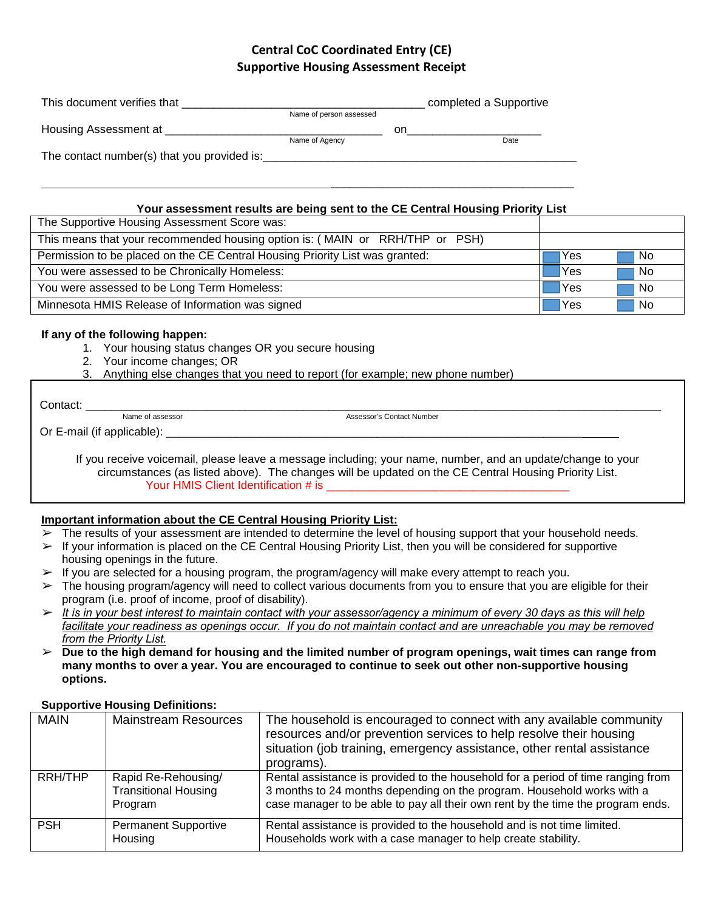# Central CoC Coordinated Entry (CE)
## Supportive Housing Assessment Receipt

This document verifies that ______________________________________ completed a Supportive
Name of person assessed

Housing Assessment at _________________________________ on_____________________
Name of Agency                                                                                    Date

The contact number(s) that you provided is:_________________________________________________

_____________________________________________________________________________________

**Your assessment results are being sent to the CE Central Housing Priority List**

| | | |
|---|---|---|
| The Supportive Housing Assessment Score was: | | |
| This means that your recommended housing option is: ( MAIN or RRH/THP or PSH) | | |
| Permission to be placed on the CE Central Housing Priority List was granted: | Yes | No |
| You were assessed to be Chronically Homeless: | Yes | No |
| You were assessed to be Long Term Homeless: | Yes | No |
| Minnesota HMIS Release of Information was signed | Yes | No |

**If any of the following happen:**

1. Your housing status changes OR you secure housing
2. Your income changes; OR
3. Anything else changes that you need to report (for example; new phone number)

Contact: ____________________________________________________________________________________
Name of assessor                                                    Assessor's Contact Number

Or E-mail (if applicable): _________________________________________________________________

If you receive voicemail, please leave a message including; your name, number, and an update/change to your circumstances (as listed above). The changes will be updated on the CE Central Housing Priority List.

Your HMIS Client Identification # is ______________________________________

**Important information about the CE Central Housing Priority List:**

- The results of your assessment are intended to determine the level of housing support that your household needs.
- If your information is placed on the CE Central Housing Priority List, then you will be considered for supportive housing openings in the future.
- If you are selected for a housing program, the program/agency will make every attempt to reach you.
- The housing program/agency will need to collect various documents from you to ensure that you are eligible for their program (i.e. proof of income, proof of disability).
- *It is in your best interest to maintain contact with your assessor/agency a minimum of every 30 days as this will help facilitate your readiness as openings occur. If you do not maintain contact and are unreachable you may be removed from the Priority List.*
- **Due to the high demand for housing and the limited number of program openings, wait times can range from many months to over a year. You are encouraged to continue to seek out other non-supportive housing options.**

**Supportive Housing Definitions:**

| | | |
|---|---|---|
| MAIN | Mainstream Resources | The household is encouraged to connect with any available community resources and/or prevention services to help resolve their housing situation (job training, emergency assistance, other rental assistance programs). |
| RRH/THP | Rapid Re-Rehousing/ Transitional Housing Program | Rental assistance is provided to the household for a period of time ranging from 3 months to 24 months depending on the program. Household works with a case manager to be able to pay all their own rent by the time the program ends. |
| PSH | Permanent Supportive Housing | Rental assistance is provided to the household and is not time limited. Households work with a case manager to help create stability. |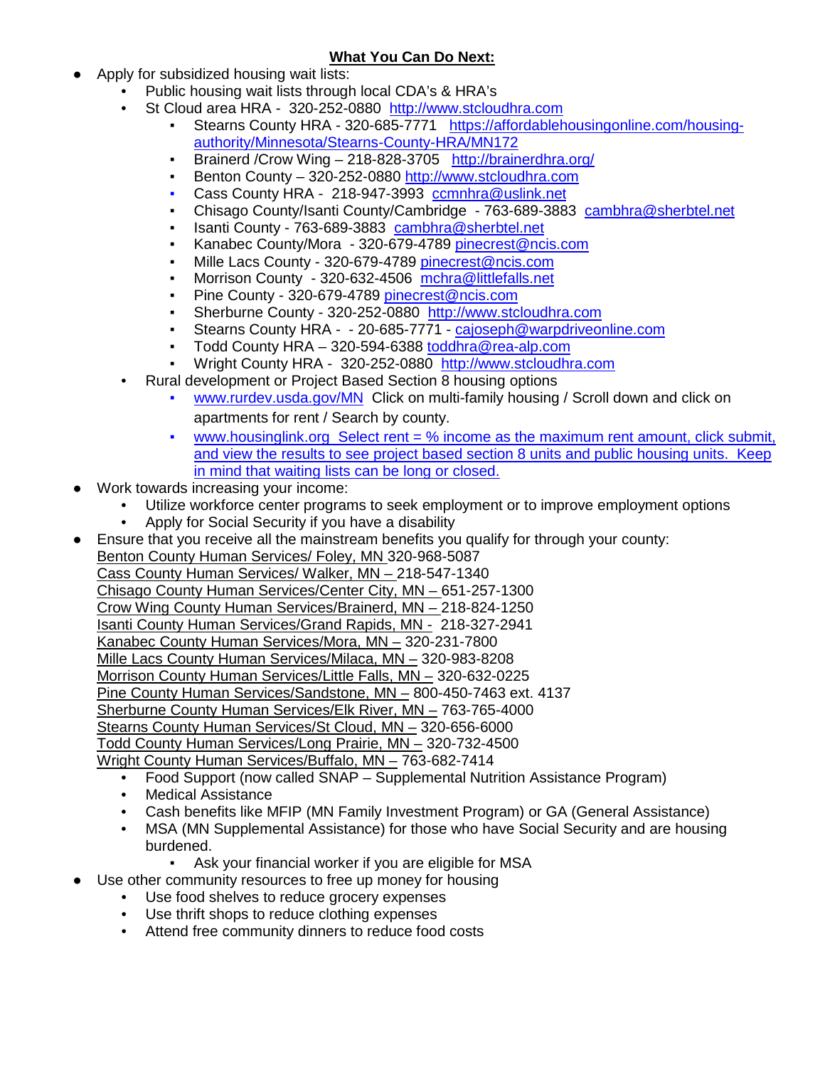**What You Can Do Next:**

- Apply for subsidized housing wait lists:
  - Public housing wait lists through local CDA's & HRA's
  - St Cloud area HRA - 320-252-0880 http://www.stcloudhra.com
    - Stearns County HRA - 320-685-7771 https://affordablehousingonline.com/housing-authority/Minnesota/Stearns-County-HRA/MN172
    - Brainerd /Crow Wing – 218-828-3705 http://brainerdhra.org/
    - Benton County – 320-252-0880 http://www.stcloudhra.com
    - Cass County HRA - 218-947-3993 ccmnhra@uslink.net
    - Chisago County/Isanti County/Cambridge - 763-689-3883 cambhra@sherbtel.net
    - Isanti County - 763-689-3883 cambhra@sherbtel.net
    - Kanabec County/Mora - 320-679-4789 pinecrest@ncis.com
    - Mille Lacs County - 320-679-4789 pinecrest@ncis.com
    - Morrison County - 320-632-4506 mchra@littlefalls.net
    - Pine County - 320-679-4789 pinecrest@ncis.com
    - Sherburne County - 320-252-0880 http://www.stcloudhra.com
    - Stearns County HRA - - 20-685-7771 - cajoseph@warpdriveonline.com
    - Todd County HRA – 320-594-6388 toddhra@rea-alp.com
    - Wright County HRA - 320-252-0880 http://www.stcloudhra.com
  - Rural development or Project Based Section 8 housing options
    - www.rurdev.usda.gov/MN Click on multi-family housing / Scroll down and click on apartments for rent / Search by county.
    - www.housinglink.org Select rent = % income as the maximum rent amount, click submit, and view the results to see project based section 8 units and public housing units. Keep in mind that waiting lists can be long or closed.
- Work towards increasing your income:
  - Utilize workforce center programs to seek employment or to improve employment options
  - Apply for Social Security if you have a disability
- Ensure that you receive all the mainstream benefits you qualify for through your county:

  Benton County Human Services/ Foley, MN 320-968-5087
  Cass County Human Services/ Walker, MN – 218-547-1340
  Chisago County Human Services/Center City, MN – 651-257-1300
  Crow Wing County Human Services/Brainerd, MN – 218-824-1250
  Isanti County Human Services/Grand Rapids, MN - 218-327-2941
  Kanabec County Human Services/Mora, MN – 320-231-7800
  Mille Lacs County Human Services/Milaca, MN – 320-983-8208
  Morrison County Human Services/Little Falls, MN – 320-632-0225
  Pine County Human Services/Sandstone, MN – 800-450-7463 ext. 4137
  Sherburne County Human Services/Elk River, MN – 763-765-4000
  Stearns County Human Services/St Cloud, MN – 320-656-6000
  Todd County Human Services/Long Prairie, MN – 320-732-4500
  Wright County Human Services/Buffalo, MN – 763-682-7414
  - Food Support (now called SNAP – Supplemental Nutrition Assistance Program)
  - Medical Assistance
  - Cash benefits like MFIP (MN Family Investment Program) or GA (General Assistance)
  - MSA (MN Supplemental Assistance) for those who have Social Security and are housing burdened.
    - Ask your financial worker if you are eligible for MSA
- Use other community resources to free up money for housing
  - Use food shelves to reduce grocery expenses
  - Use thrift shops to reduce clothing expenses
  - Attend free community dinners to reduce food costs